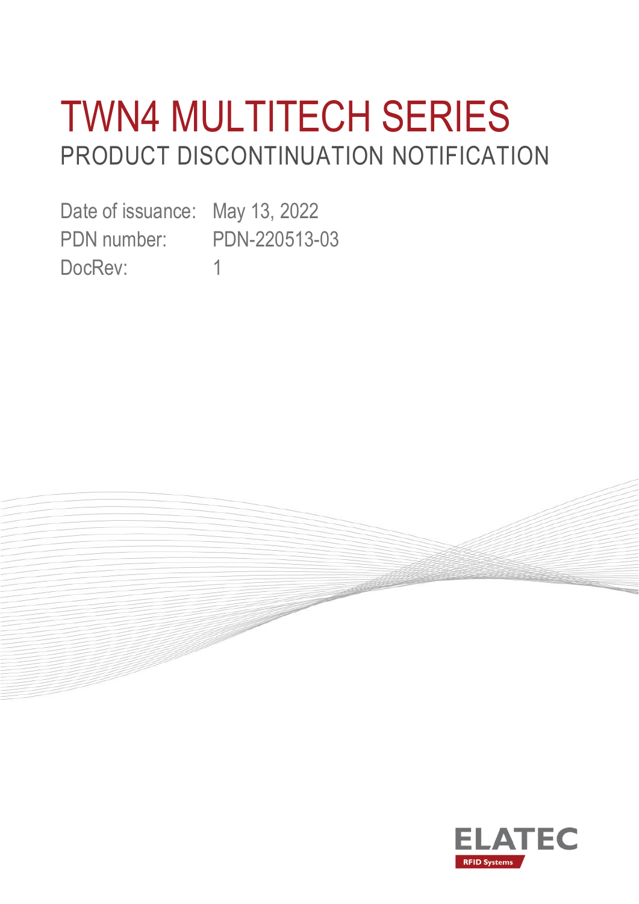# TWN4 MULTITECH SERIES

## PRODUCT DISCONTINUATION NOTIFICATION

Date of issuance: May 13, 2022

PDN number: PDN-220513-03

DocRev: 1

ELATEC

RFID Systems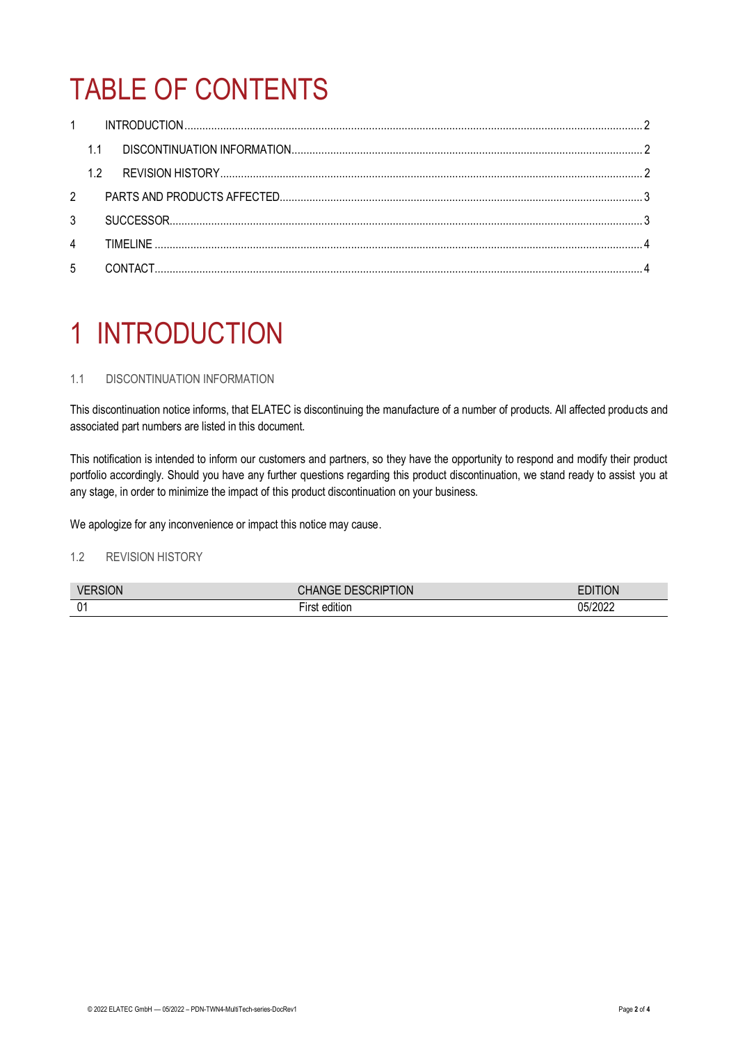# TABLE OF CONTENTS

1 INTRODUCTION ........ 2
  1.1 DISCONTINUATION INFORMATION ........ 2
  1.2 REVISION HISTORY ........ 2
2 PARTS AND PRODUCTS AFFECTED ........ 3
3 SUCCESSOR ........ 3
4 TIMELINE ........ 4
5 CONTACT ........ 4

# 1 INTRODUCTION

### 1.1 DISCONTINUATION INFORMATION

This discontinuation notice informs, that ELATEC is discontinuing the manufacture of a number of products. All affected products and associated part numbers are listed in this document.

This notification is intended to inform our customers and partners, so they have the opportunity to respond and modify their product portfolio accordingly. Should you have any further questions regarding this product discontinuation, we stand ready to assist you at any stage, in order to minimize the impact of this product discontinuation on your business.

We apologize for any inconvenience or impact this notice may cause.

### 1.2 REVISION HISTORY

| VERSION | CHANGE DESCRIPTION | EDITION |
|---|---|---|
| 01 | First edition | 05/2022 |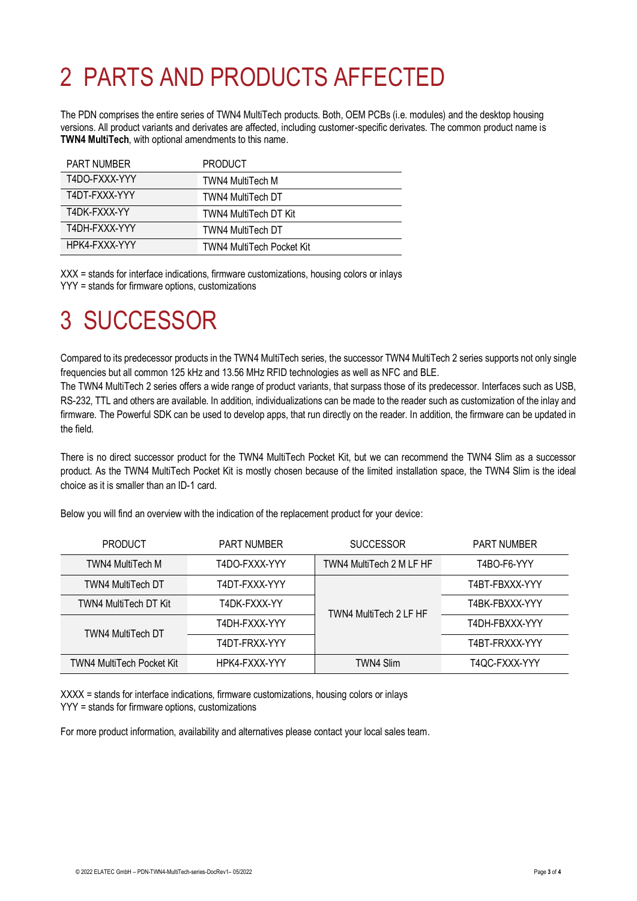# 2 PARTS AND PRODUCTS AFFECTED

The PDN comprises the entire series of TWN4 MultiTech products. Both, OEM PCBs (i.e. modules) and the desktop housing versions. All product variants and derivates are affected, including customer-specific derivates. The common product name is **TWN4 MultiTech**, with optional amendments to this name.

| PART NUMBER | PRODUCT |
|---|---|
| T4DO-FXXX-YYY | TWN4 MultiTech M |
| T4DT-FXXX-YYY | TWN4 MultiTech DT |
| T4DK-FXXX-YY | TWN4 MultiTech DT Kit |
| T4DH-FXXX-YYY | TWN4 MultiTech DT |
| HPK4-FXXX-YYY | TWN4 MultiTech Pocket Kit |

XXX = stands for interface indications, firmware customizations, housing colors or inlays
YYY = stands for firmware options, customizations

# 3 SUCCESSOR

Compared to its predecessor products in the TWN4 MultiTech series, the successor TWN4 MultiTech 2 series supports not only single frequencies but all common 125 kHz and 13.56 MHz RFID technologies as well as NFC and BLE.
The TWN4 MultiTech 2 series offers a wide range of product variants, that surpass those of its predecessor. Interfaces such as USB, RS-232, TTL and others are available. In addition, individualizations can be made to the reader such as customization of the inlay and firmware. The Powerful SDK can be used to develop apps, that run directly on the reader. In addition, the firmware can be updated in the field.

There is no direct successor product for the TWN4 MultiTech Pocket Kit, but we can recommend the TWN4 Slim as a successor product. As the TWN4 MultiTech Pocket Kit is mostly chosen because of the limited installation space, the TWN4 Slim is the ideal choice as it is smaller than an ID-1 card.

Below you will find an overview with the indication of the replacement product for your device:

| PRODUCT | PART NUMBER | SUCCESSOR | PART NUMBER |
|---|---|---|---|
| TWN4 MultiTech M | T4DO-FXXX-YYY | TWN4 MultiTech 2 M LF HF | T4BO-F6-YYY |
| TWN4 MultiTech DT | T4DT-FXXX-YYY | TWN4 MultiTech 2 LF HF | T4BT-FBXXX-YYY |
| TWN4 MultiTech DT Kit | T4DK-FXXX-YY | | T4BK-FBXXX-YYY |
| TWN4 MultiTech DT | T4DH-FXXX-YYY | | T4DH-FBXXX-YYY |
| | T4DT-FRXX-YYY | | T4BT-FRXXX-YYY |
| TWN4 MultiTech Pocket Kit | HPK4-FXXX-YYY | TWN4 Slim | T4QC-FXXX-YYY |

XXXX = stands for interface indications, firmware customizations, housing colors or inlays
YYY = stands for firmware options, customizations

For more product information, availability and alternatives please contact your local sales team.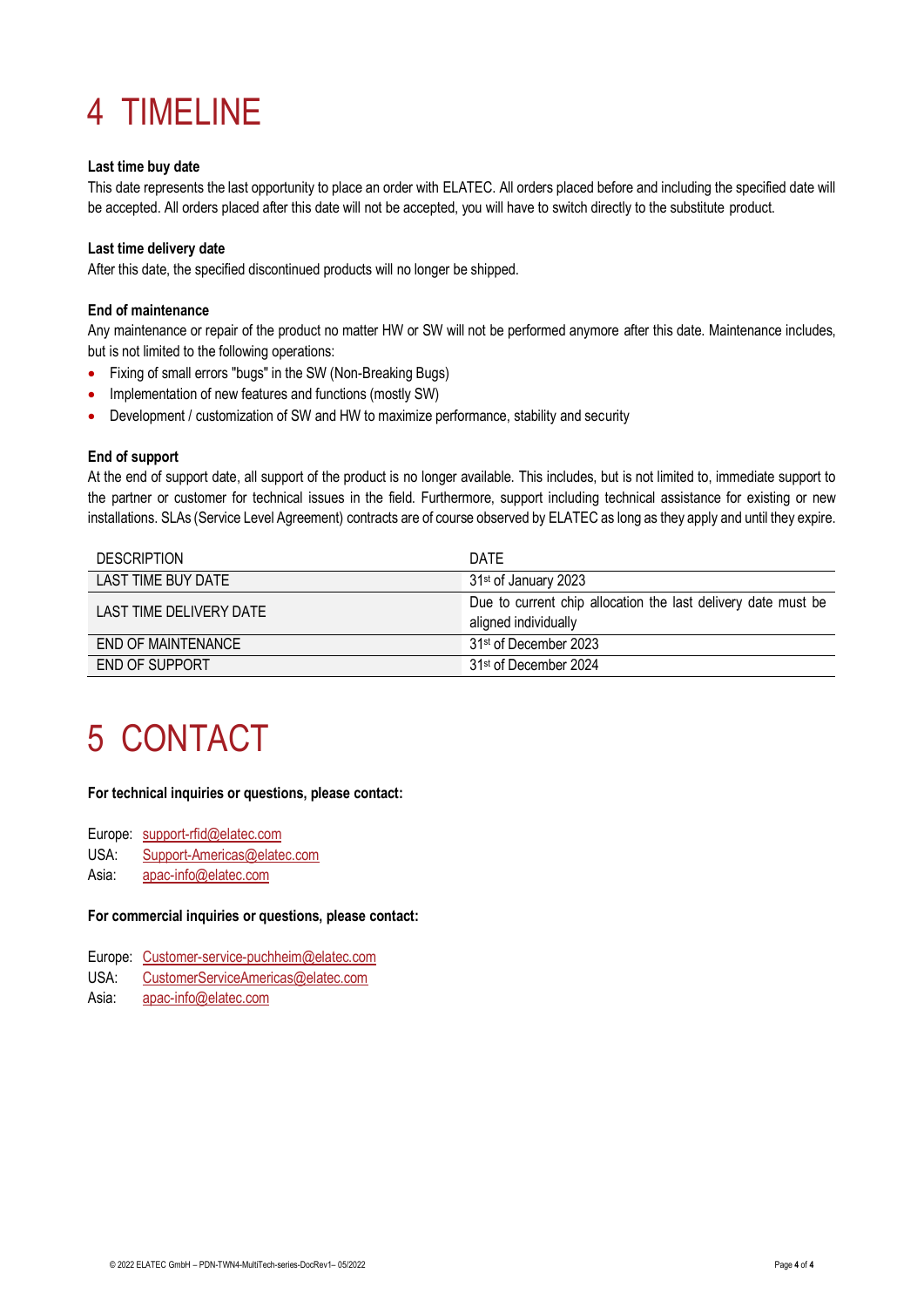# 4 TIMELINE

**Last time buy date**

This date represents the last opportunity to place an order with ELATEC. All orders placed before and including the specified date will be accepted. All orders placed after this date will not be accepted, you will have to switch directly to the substitute product.

**Last time delivery date**

After this date, the specified discontinued products will no longer be shipped.

**End of maintenance**

Any maintenance or repair of the product no matter HW or SW will not be performed anymore after this date. Maintenance includes, but is not limited to the following operations:

- Fixing of small errors "bugs" in the SW (Non-Breaking Bugs)
- Implementation of new features and functions (mostly SW)
- Development / customization of SW and HW to maximize performance, stability and security

**End of support**

At the end of support date, all support of the product is no longer available. This includes, but is not limited to, immediate support to the partner or customer for technical issues in the field. Furthermore, support including technical assistance for existing or new installations. SLAs (Service Level Agreement) contracts are of course observed by ELATEC as long as they apply and until they expire.

| DESCRIPTION | DATE |
|---|---|
| LAST TIME BUY DATE | 31st of January 2023 |
| LAST TIME DELIVERY DATE | Due to current chip allocation the last delivery date must be aligned individually |
| END OF MAINTENANCE | 31st of December 2023 |
| END OF SUPPORT | 31st of December 2024 |

# 5 CONTACT

**For technical inquiries or questions, please contact:**

Europe: support-rfid@elatec.com
USA: Support-Americas@elatec.com
Asia: apac-info@elatec.com

**For commercial inquiries or questions, please contact:**

Europe: Customer-service-puchheim@elatec.com
USA: CustomerServiceAmericas@elatec.com
Asia: apac-info@elatec.com